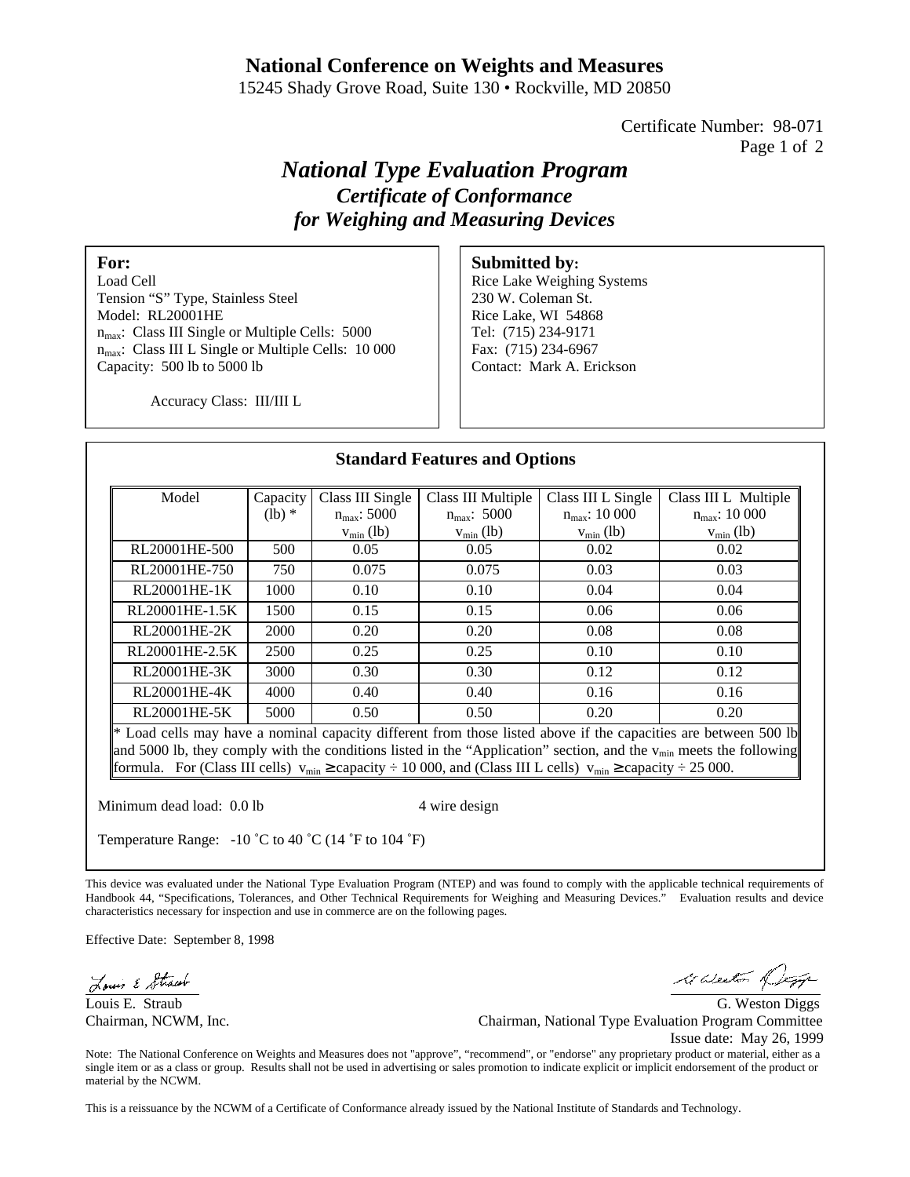# National Conference on Weights and Measures

15245 Shady Grove Road, Suite 130 • Rockville, MD 20850

Certificate Number: 98-071

## *National Type Evaluation Program*

### *Certificate of Conformance for Weighing and Measuring Devices*

**For:**
Load Cell
Tension "S" Type, Stainless Steel
Model: RL20001HE
$n_{max}$: Class III Single or Multiple Cells: 5000
$n_{max}$: Class III L Single or Multiple Cells: 10 000
Capacity: 500 lb to 5000 lb

Accuracy Class: III/III L

**Submitted by:**
Rice Lake Weighing Systems
230 W. Coleman St.
Rice Lake, WI 54868
Tel: (715) 234-9171
Fax: (715) 234-6967
Contact: Mark A. Erickson

### Standard Features and Options

| Model | Capacity (lb) * | Class III Single $n_{max}$: 5000 $v_{min}$ (lb) | Class III Multiple $n_{max}$: 5000 $v_{min}$ (lb) | Class III L Single $n_{max}$: 10 000 $v_{min}$ (lb) | Class III L Multiple $n_{max}$: 10 000 $v_{min}$ (lb) |
|---|---|---|---|---|---|
| RL20001HE-500 | 500 | 0.05 | 0.05 | 0.02 | 0.02 |
| RL20001HE-750 | 750 | 0.075 | 0.075 | 0.03 | 0.03 |
| RL20001HE-1K | 1000 | 0.10 | 0.10 | 0.04 | 0.04 |
| RL20001HE-1.5K | 1500 | 0.15 | 0.15 | 0.06 | 0.06 |
| RL20001HE-2K | 2000 | 0.20 | 0.20 | 0.08 | 0.08 |
| RL20001HE-2.5K | 2500 | 0.25 | 0.25 | 0.10 | 0.10 |
| RL20001HE-3K | 3000 | 0.30 | 0.30 | 0.12 | 0.12 |
| RL20001HE-4K | 4000 | 0.40 | 0.40 | 0.16 | 0.16 |
| RL20001HE-5K | 5000 | 0.50 | 0.50 | 0.20 | 0.20 |

\* Load cells may have a nominal capacity different from those listed above if the capacities are between 500 lb and 5000 lb, they comply with the conditions listed in the "Application" section, and the $v_{min}$ meets the following formula. For (Class III cells) $v_{min} \geq$ capacity ÷ 10 000, and (Class III L cells) $v_{min} \geq$ capacity ÷ 25 000.

Minimum dead load: 0.0 lb

4 wire design

Temperature Range: -10 ˚C to 40 ˚C (14 ˚F to 104 ˚F)

This device was evaluated under the National Type Evaluation Program (NTEP) and was found to comply with the applicable technical requirements of Handbook 44, "Specifications, Tolerances, and Other Technical Requirements for Weighing and Measuring Devices." Evaluation results and device characteristics necessary for inspection and use in commerce are on the following pages.

Effective Date: September 8, 1998

Louis E. Straub
Chairman, NCWM, Inc.

G. Weston Diggs
Chairman, National Type Evaluation Program Committee
Issue date: May 26, 1999

Note: The National Conference on Weights and Measures does not "approve", "recommend", or "endorse" any proprietary product or material, either as a single item or as a class or group. Results shall not be used in advertising or sales promotion to indicate explicit or implicit endorsement of the product or material by the NCWM.

This is a reissuance by the NCWM of a Certificate of Conformance already issued by the National Institute of Standards and Technology.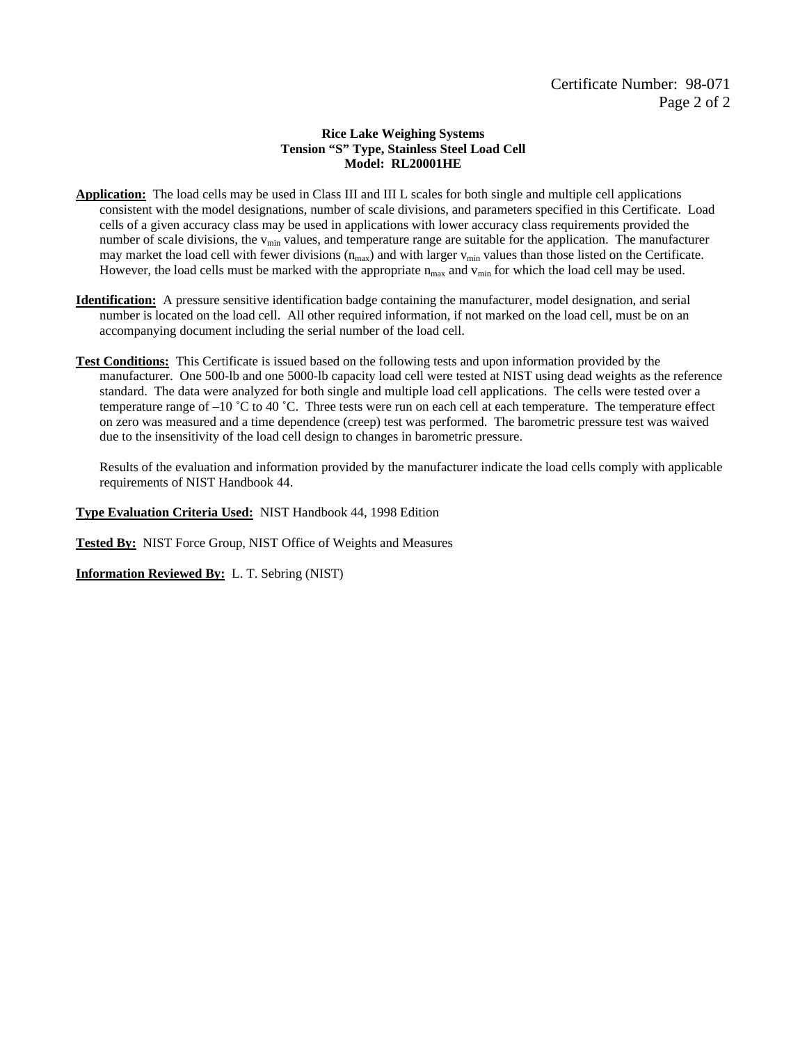**Rice Lake Weighing Systems**
**Tension "S" Type, Stainless Steel Load Cell**
**Model: RL20001HE**

**Application:** The load cells may be used in Class III and III L scales for both single and multiple cell applications consistent with the model designations, number of scale divisions, and parameters specified in this Certificate. Load cells of a given accuracy class may be used in applications with lower accuracy class requirements provided the number of scale divisions, the $v_{min}$ values, and temperature range are suitable for the application. The manufacturer may market the load cell with fewer divisions ($n_{max}$) and with larger $v_{min}$ values than those listed on the Certificate. However, the load cells must be marked with the appropriate $n_{max}$ and $v_{min}$ for which the load cell may be used.

**Identification:** A pressure sensitive identification badge containing the manufacturer, model designation, and serial number is located on the load cell. All other required information, if not marked on the load cell, must be on an accompanying document including the serial number of the load cell.

**Test Conditions:** This Certificate is issued based on the following tests and upon information provided by the manufacturer. One 500-lb and one 5000-lb capacity load cell were tested at NIST using dead weights as the reference standard. The data were analyzed for both single and multiple load cell applications. The cells were tested over a temperature range of –10 ˚C to 40 ˚C. Three tests were run on each cell at each temperature. The temperature effect on zero was measured and a time dependence (creep) test was performed. The barometric pressure test was waived due to the insensitivity of the load cell design to changes in barometric pressure.

Results of the evaluation and information provided by the manufacturer indicate the load cells comply with applicable requirements of NIST Handbook 44.

**Type Evaluation Criteria Used:** NIST Handbook 44, 1998 Edition

**Tested By:** NIST Force Group, NIST Office of Weights and Measures

**Information Reviewed By:** L. T. Sebring (NIST)